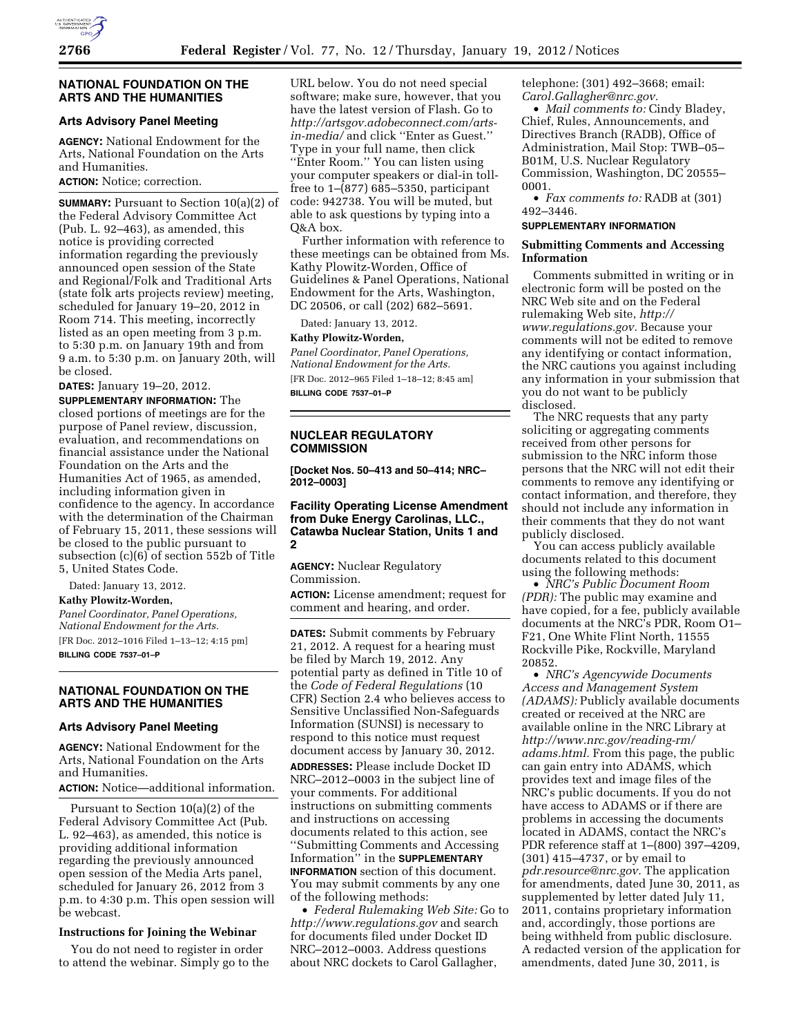## NATIONAL FOUNDATION ON THE ARTS AND THE HUMANITIES

### Arts Advisory Panel Meeting

**AGENCY:** National Endowment for the Arts, National Foundation on the Arts and Humanities.

**ACTION:** Notice; correction.

**SUMMARY:** Pursuant to Section 10(a)(2) of the Federal Advisory Committee Act (Pub. L. 92–463), as amended, this notice is providing corrected information regarding the previously announced open session of the State and Regional/Folk and Traditional Arts (state folk arts projects review) meeting, scheduled for January 19–20, 2012 in Room 714. This meeting, incorrectly listed as an open meeting from 3 p.m. to 5:30 p.m. on January 19th and from 9 a.m. to 5:30 p.m. on January 20th, will be closed.

**DATES:** January 19–20, 2012.

**SUPPLEMENTARY INFORMATION:** The closed portions of meetings are for the purpose of Panel review, discussion, evaluation, and recommendations on financial assistance under the National Foundation on the Arts and the Humanities Act of 1965, as amended, including information given in confidence to the agency. In accordance with the determination of the Chairman of February 15, 2011, these sessions will be closed to the public pursuant to subsection (c)(6) of section 552b of Title 5, United States Code.

Dated: January 13, 2012.

**Kathy Plowitz-Worden,**

*Panel Coordinator, Panel Operations, National Endowment for the Arts.*

[FR Doc. 2012–1016 Filed 1–13–12; 4:15 pm]

**BILLING CODE 7537–01–P**

## NATIONAL FOUNDATION ON THE ARTS AND THE HUMANITIES

### Arts Advisory Panel Meeting

**AGENCY:** National Endowment for the Arts, National Foundation on the Arts and Humanities.

**ACTION:** Notice—additional information.

Pursuant to Section 10(a)(2) of the Federal Advisory Committee Act (Pub. L. 92–463), as amended, this notice is providing additional information regarding the previously announced open session of the Media Arts panel, scheduled for January 26, 2012 from 3 p.m. to 4:30 p.m. This open session will be webcast.

### Instructions for Joining the Webinar

You do not need to register in order to attend the webinar. Simply go to the URL below. You do not need special software; make sure, however, that you have the latest version of Flash. Go to *http://artsgov.adobeconnect.com/arts-in-media/* and click ''Enter as Guest.'' Type in your full name, then click ''Enter Room.'' You can listen using your computer speakers or dial-in toll-free to 1–(877) 685–5350, participant code: 942738. You will be muted, but able to ask questions by typing into a Q&A box.

Further information with reference to these meetings can be obtained from Ms. Kathy Plowitz-Worden, Office of Guidelines & Panel Operations, National Endowment for the Arts, Washington, DC 20506, or call (202) 682–5691.

Dated: January 13, 2012.

**Kathy Plowitz-Worden,**

*Panel Coordinator, Panel Operations, National Endowment for the Arts.*

[FR Doc. 2012–965 Filed 1–18–12; 8:45 am]

**BILLING CODE 7537–01–P**

## NUCLEAR REGULATORY COMMISSION

**[Docket Nos. 50–413 and 50–414; NRC–2012–0003]**

### Facility Operating License Amendment from Duke Energy Carolinas, LLC., Catawba Nuclear Station, Units 1 and 2

**AGENCY:** Nuclear Regulatory Commission.

**ACTION:** License amendment; request for comment and hearing, and order.

**DATES:** Submit comments by February 21, 2012. A request for a hearing must be filed by March 19, 2012. Any potential party as defined in Title 10 of the *Code of Federal Regulations* (10 CFR) Section 2.4 who believes access to Sensitive Unclassified Non-Safeguards Information (SUNSI) is necessary to respond to this notice must request document access by January 30, 2012.

**ADDRESSES:** Please include Docket ID NRC–2012–0003 in the subject line of your comments. For additional instructions on submitting comments and instructions on accessing documents related to this action, see ''Submitting Comments and Accessing Information'' in the **SUPPLEMENTARY INFORMATION** section of this document. You may submit comments by any one of the following methods:

- *Federal Rulemaking Web Site:* Go to *http://www.regulations.gov* and search for documents filed under Docket ID NRC–2012–0003. Address questions about NRC dockets to Carol Gallagher, telephone: (301) 492–3668; email: *Carol.Gallagher@nrc.gov.*
- *Mail comments to:* Cindy Bladey, Chief, Rules, Announcements, and Directives Branch (RADB), Office of Administration, Mail Stop: TWB–05–B01M, U.S. Nuclear Regulatory Commission, Washington, DC 20555–0001.
- *Fax comments to:* RADB at (301) 492–3446.

**SUPPLEMENTARY INFORMATION**

### Submitting Comments and Accessing Information

Comments submitted in writing or in electronic form will be posted on the NRC Web site and on the Federal rulemaking Web site, *http://www.regulations.gov.* Because your comments will not be edited to remove any identifying or contact information, the NRC cautions you against including any information in your submission that you do not want to be publicly disclosed.

The NRC requests that any party soliciting or aggregating comments received from other persons for submission to the NRC inform those persons that the NRC will not edit their comments to remove any identifying or contact information, and therefore, they should not include any information in their comments that they do not want publicly disclosed.

You can access publicly available documents related to this document using the following methods:

- *NRC's Public Document Room (PDR):* The public may examine and have copied, for a fee, publicly available documents at the NRC's PDR, Room O1–F21, One White Flint North, 11555 Rockville Pike, Rockville, Maryland 20852.
- *NRC's Agencywide Documents Access and Management System (ADAMS):* Publicly available documents created or received at the NRC are available online in the NRC Library at *http://www.nrc.gov/reading-rm/adams.html.* From this page, the public can gain entry into ADAMS, which provides text and image files of the NRC's public documents. If you do not have access to ADAMS or if there are problems in accessing the documents located in ADAMS, contact the NRC's PDR reference staff at 1–(800) 397–4209, (301) 415–4737, or by email to *pdr.resource@nrc.gov.* The application for amendments, dated June 30, 2011, as supplemented by letter dated July 11, 2011, contains proprietary information and, accordingly, those portions are being withheld from public disclosure. A redacted version of the application for amendments, dated June 30, 2011, is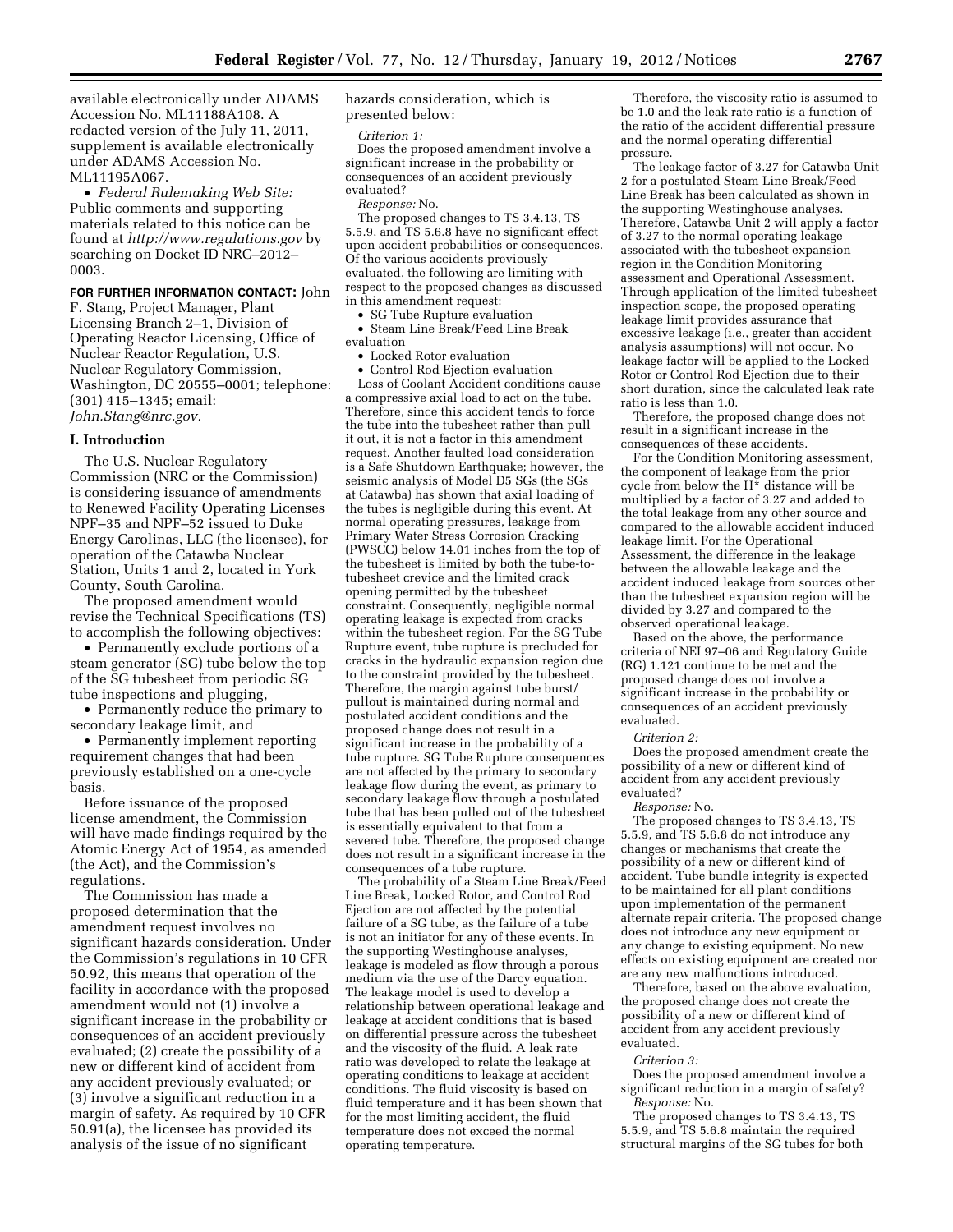available electronically under ADAMS Accession No. ML11188A108. A redacted version of the July 11, 2011, supplement is available electronically under ADAMS Accession No. ML11195A067.

- *Federal Rulemaking Web Site:* Public comments and supporting materials related to this notice can be found at *http://www.regulations.gov* by searching on Docket ID NRC–2012–0003.

**FOR FURTHER INFORMATION CONTACT:** John F. Stang, Project Manager, Plant Licensing Branch 2–1, Division of Operating Reactor Licensing, Office of Nuclear Reactor Regulation, U.S. Nuclear Regulatory Commission, Washington, DC 20555–0001; telephone: (301) 415–1345; email: *John.Stang@nrc.gov.*

## I. Introduction

The U.S. Nuclear Regulatory Commission (NRC or the Commission) is considering issuance of amendments to Renewed Facility Operating Licenses NPF–35 and NPF–52 issued to Duke Energy Carolinas, LLC (the licensee), for operation of the Catawba Nuclear Station, Units 1 and 2, located in York County, South Carolina.

The proposed amendment would revise the Technical Specifications (TS) to accomplish the following objectives:

- Permanently exclude portions of a steam generator (SG) tube below the top of the SG tubesheet from periodic SG tube inspections and plugging,
- Permanently reduce the primary to secondary leakage limit, and
- Permanently implement reporting requirement changes that had been previously established on a one-cycle basis.

Before issuance of the proposed license amendment, the Commission will have made findings required by the Atomic Energy Act of 1954, as amended (the Act), and the Commission's regulations.

The Commission has made a proposed determination that the amendment request involves no significant hazards consideration. Under the Commission's regulations in 10 CFR 50.92, this means that operation of the facility in accordance with the proposed amendment would not (1) involve a significant increase in the probability or consequences of an accident previously evaluated; (2) create the possibility of a new or different kind of accident from any accident previously evaluated; or (3) involve a significant reduction in a margin of safety. As required by 10 CFR 50.91(a), the licensee has provided its analysis of the issue of no significant hazards consideration, which is presented below:

*Criterion 1:*

Does the proposed amendment involve a significant increase in the probability or consequences of an accident previously evaluated?

*Response:* No.

The proposed changes to TS 3.4.13, TS 5.5.9, and TS 5.6.8 have no significant effect upon accident probabilities or consequences. Of the various accidents previously evaluated, the following are limiting with respect to the proposed changes as discussed in this amendment request:

- SG Tube Rupture evaluation
- Steam Line Break/Feed Line Break evaluation
- Locked Rotor evaluation
- Control Rod Ejection evaluation

Loss of Coolant Accident conditions cause a compressive axial load to act on the tube. Therefore, since this accident tends to force the tube into the tubesheet rather than pull it out, it is not a factor in this amendment request. Another faulted load consideration is a Safe Shutdown Earthquake; however, the seismic analysis of Model D5 SGs (the SGs at Catawba) has shown that axial loading of the tubes is negligible during this event. At normal operating pressures, leakage from Primary Water Stress Corrosion Cracking (PWSCC) below 14.01 inches from the top of the tubesheet is limited by both the tube-to-tubesheet crevice and the limited crack opening permitted by the tubesheet constraint. Consequently, negligible normal operating leakage is expected from cracks within the tubesheet region. For the SG Tube Rupture event, tube rupture is precluded for cracks in the hydraulic expansion region due to the constraint provided by the tubesheet. Therefore, the margin against tube burst/pullout is maintained during normal and postulated accident conditions and the proposed change does not result in a significant increase in the probability of a tube rupture. SG Tube Rupture consequences are not affected by the primary to secondary leakage flow during the event, as primary to secondary leakage flow through a postulated tube that has been pulled out of the tubesheet is essentially equivalent to that from a severed tube. Therefore, the proposed change does not result in a significant increase in the consequences of a tube rupture.

The probability of a Steam Line Break/Feed Line Break, Locked Rotor, and Control Rod Ejection are not affected by the potential failure of a SG tube, as the failure of a tube is not an initiator for any of these events. In the supporting Westinghouse analyses, leakage is modeled as flow through a porous medium via the use of the Darcy equation. The leakage model is used to develop a relationship between operational leakage and leakage at accident conditions that is based on differential pressure across the tubesheet and the viscosity of the fluid. A leak rate ratio was developed to relate the leakage at operating conditions to leakage at accident conditions. The fluid viscosity is based on fluid temperature and it has been shown that for the most limiting accident, the fluid temperature does not exceed the normal operating temperature.

Therefore, the viscosity ratio is assumed to be 1.0 and the leak rate ratio is a function of the ratio of the accident differential pressure and the normal operating differential pressure.

The leakage factor of 3.27 for Catawba Unit 2 for a postulated Steam Line Break/Feed Line Break has been calculated as shown in the supporting Westinghouse analyses. Therefore, Catawba Unit 2 will apply a factor of 3.27 to the normal operating leakage associated with the tubesheet expansion region in the Condition Monitoring assessment and Operational Assessment. Through application of the limited tubesheet inspection scope, the proposed operating leakage limit provides assurance that excessive leakage (i.e., greater than accident analysis assumptions) will not occur. No leakage factor will be applied to the Locked Rotor or Control Rod Ejection due to their short duration, since the calculated leak rate ratio is less than 1.0.

Therefore, the proposed change does not result in a significant increase in the consequences of these accidents.

For the Condition Monitoring assessment, the component of leakage from the prior cycle from below the H* distance will be multiplied by a factor of 3.27 and added to the total leakage from any other source and compared to the allowable accident induced leakage limit. For the Operational Assessment, the difference in the leakage between the allowable leakage and the accident induced leakage from sources other than the tubesheet expansion region will be divided by 3.27 and compared to the observed operational leakage.

Based on the above, the performance criteria of NEI 97–06 and Regulatory Guide (RG) 1.121 continue to be met and the proposed change does not involve a significant increase in the probability or consequences of an accident previously evaluated.

*Criterion 2:*

Does the proposed amendment create the possibility of a new or different kind of accident from any accident previously evaluated?

*Response:* No.

The proposed changes to TS 3.4.13, TS 5.5.9, and TS 5.6.8 do not introduce any changes or mechanisms that create the possibility of a new or different kind of accident. Tube bundle integrity is expected to be maintained for all plant conditions upon implementation of the permanent alternate repair criteria. The proposed change does not introduce any new equipment or any change to existing equipment. No new effects on existing equipment are created nor are any new malfunctions introduced.

Therefore, based on the above evaluation, the proposed change does not create the possibility of a new or different kind of accident from any accident previously evaluated.

*Criterion 3:*

Does the proposed amendment involve a significant reduction in a margin of safety?

*Response:* No.

The proposed changes to TS 3.4.13, TS 5.5.9, and TS 5.6.8 maintain the required structural margins of the SG tubes for both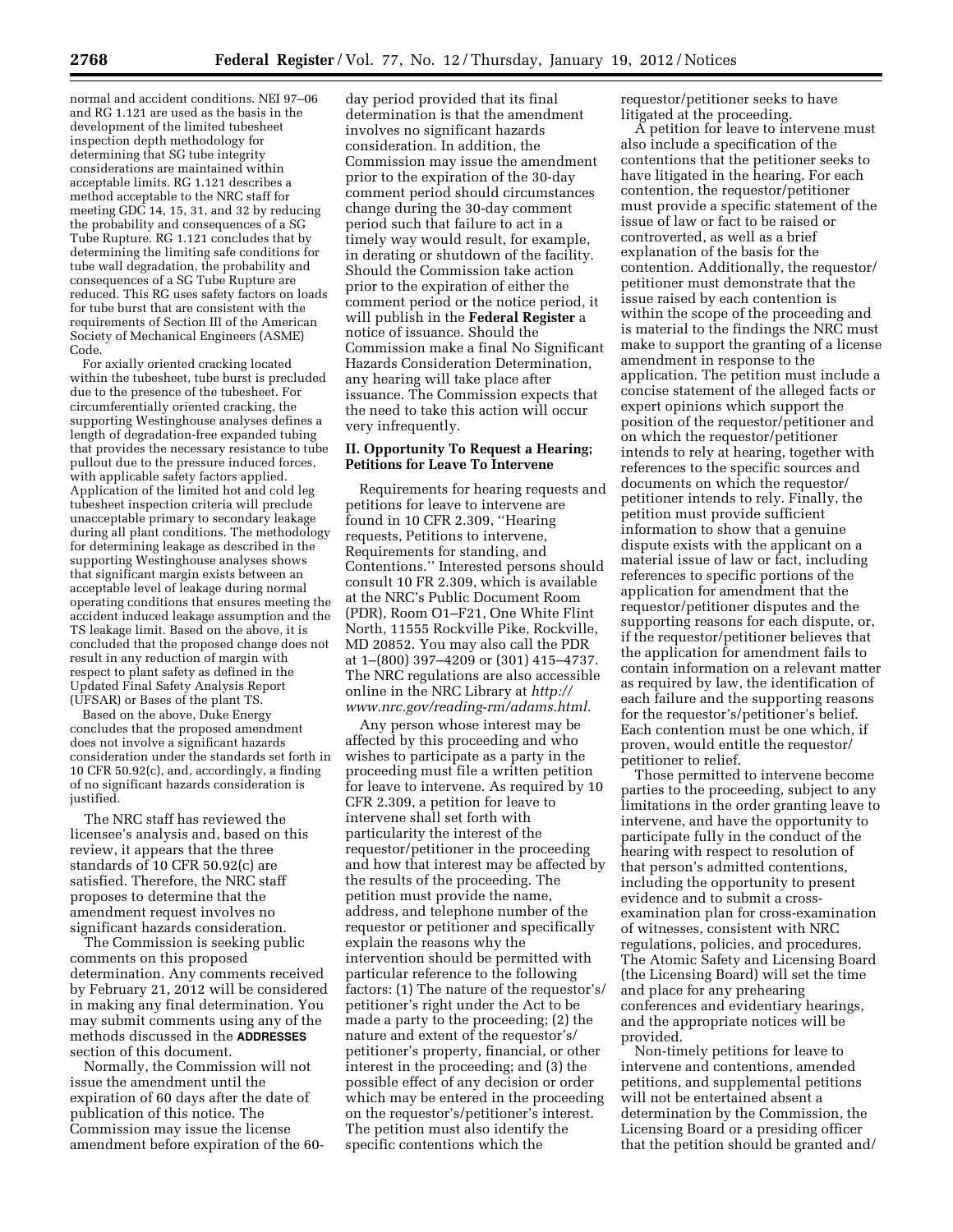normal and accident conditions. NEI 97–06 and RG 1.121 are used as the basis in the development of the limited tubesheet inspection depth methodology for determining that SG tube integrity considerations are maintained within acceptable limits. RG 1.121 describes a method acceptable to the NRC staff for meeting GDC 14, 15, 31, and 32 by reducing the probability and consequences of a SG Tube Rupture. RG 1.121 concludes that by determining the limiting safe conditions for tube wall degradation, the probability and consequences of a SG Tube Rupture are reduced. This RG uses safety factors on loads for tube burst that are consistent with the requirements of Section III of the American Society of Mechanical Engineers (ASME) Code.

For axially oriented cracking located within the tubesheet, tube burst is precluded due to the presence of the tubesheet. For circumferentially oriented cracking, the supporting Westinghouse analyses defines a length of degradation-free expanded tubing that provides the necessary resistance to tube pullout due to the pressure induced forces, with applicable safety factors applied. Application of the limited hot and cold leg tubesheet inspection criteria will preclude unacceptable primary to secondary leakage during all plant conditions. The methodology for determining leakage as described in the supporting Westinghouse analyses shows that significant margin exists between an acceptable level of leakage during normal operating conditions that ensures meeting the accident induced leakage assumption and the TS leakage limit. Based on the above, it is concluded that the proposed change does not result in any reduction of margin with respect to plant safety as defined in the Updated Final Safety Analysis Report (UFSAR) or Bases of the plant TS.

Based on the above, Duke Energy concludes that the proposed amendment does not involve a significant hazards consideration under the standards set forth in 10 CFR 50.92(c), and, accordingly, a finding of no significant hazards consideration is justified.

The NRC staff has reviewed the licensee's analysis and, based on this review, it appears that the three standards of 10 CFR 50.92(c) are satisfied. Therefore, the NRC staff proposes to determine that the amendment request involves no significant hazards consideration.

The Commission is seeking public comments on this proposed determination. Any comments received by February 21, 2012 will be considered in making any final determination. You may submit comments using any of the methods discussed in the **ADDRESSES** section of this document.

Normally, the Commission will not issue the amendment until the expiration of 60 days after the date of publication of this notice. The Commission may issue the license amendment before expiration of the 60-day period provided that its final determination is that the amendment involves no significant hazards consideration. In addition, the Commission may issue the amendment prior to the expiration of the 30-day comment period should circumstances change during the 30-day comment period such that failure to act in a timely way would result, for example, in derating or shutdown of the facility. Should the Commission take action prior to the expiration of either the comment period or the notice period, it will publish in the **Federal Register** a notice of issuance. Should the Commission make a final No Significant Hazards Consideration Determination, any hearing will take place after issuance. The Commission expects that the need to take this action will occur very infrequently.

## II. Opportunity To Request a Hearing; Petitions for Leave To Intervene

Requirements for hearing requests and petitions for leave to intervene are found in 10 CFR 2.309, "Hearing requests, Petitions to intervene, Requirements for standing, and Contentions." Interested persons should consult 10 FR 2.309, which is available at the NRC's Public Document Room (PDR), Room O1–F21, One White Flint North, 11555 Rockville Pike, Rockville, MD 20852. You may also call the PDR at 1–(800) 397–4209 or (301) 415–4737. The NRC regulations are also accessible online in the NRC Library at *http://www.nrc.gov/reading-rm/adams.html.*

Any person whose interest may be affected by this proceeding and who wishes to participate as a party in the proceeding must file a written petition for leave to intervene. As required by 10 CFR 2.309, a petition for leave to intervene shall set forth with particularity the interest of the requestor/petitioner in the proceeding and how that interest may be affected by the results of the proceeding. The petition must provide the name, address, and telephone number of the requestor or petitioner and specifically explain the reasons why the intervention should be permitted with particular reference to the following factors: (1) The nature of the requestor's/petitioner's right under the Act to be made a party to the proceeding; (2) the nature and extent of the requestor's/petitioner's property, financial, or other interest in the proceeding; and (3) the possible effect of any decision or order which may be entered in the proceeding on the requestor's/petitioner's interest. The petition must also identify the specific contentions which the requestor/petitioner seeks to have litigated at the proceeding.

A petition for leave to intervene must also include a specification of the contentions that the petitioner seeks to have litigated in the hearing. For each contention, the requestor/petitioner must provide a specific statement of the issue of law or fact to be raised or controverted, as well as a brief explanation of the basis for the contention. Additionally, the requestor/petitioner must demonstrate that the issue raised by each contention is within the scope of the proceeding and is material to the findings the NRC must make to support the granting of a license amendment in response to the application. The petition must include a concise statement of the alleged facts or expert opinions which support the position of the requestor/petitioner and on which the requestor/petitioner intends to rely at hearing, together with references to the specific sources and documents on which the requestor/petitioner intends to rely. Finally, the petition must provide sufficient information to show that a genuine dispute exists with the applicant on a material issue of law or fact, including references to specific portions of the application for amendment that the requestor/petitioner disputes and the supporting reasons for each dispute, or, if the requestor/petitioner believes that the application for amendment fails to contain information on a relevant matter as required by law, the identification of each failure and the supporting reasons for the requestor's/petitioner's belief. Each contention must be one which, if proven, would entitle the requestor/petitioner to relief.

Those permitted to intervene become parties to the proceeding, subject to any limitations in the order granting leave to intervene, and have the opportunity to participate fully in the conduct of the hearing with respect to resolution of that person's admitted contentions, including the opportunity to present evidence and to submit a cross-examination plan for cross-examination of witnesses, consistent with NRC regulations, policies, and procedures. The Atomic Safety and Licensing Board (the Licensing Board) will set the time and place for any prehearing conferences and evidentiary hearings, and the appropriate notices will be provided.

Non-timely petitions for leave to intervene and contentions, amended petitions, and supplemental petitions will not be entertained absent a determination by the Commission, the Licensing Board or a presiding officer that the petition should be granted and/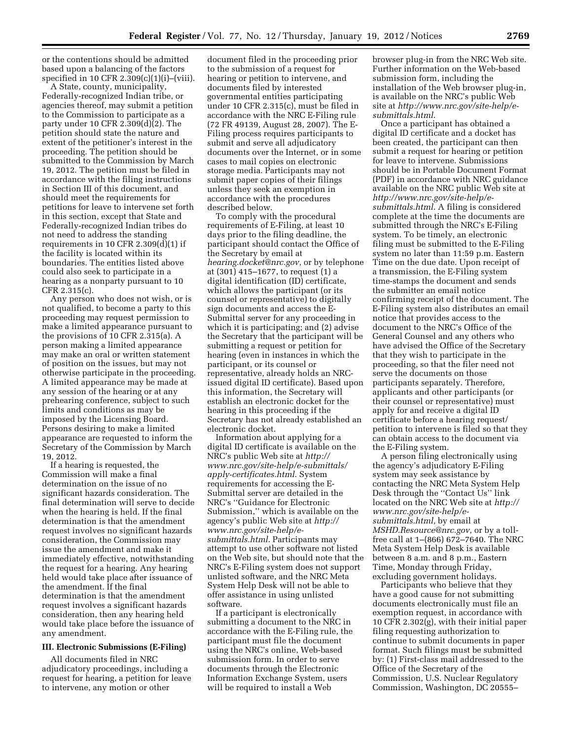or the contentions should be admitted based upon a balancing of the factors specified in 10 CFR 2.309(c)(1)(i)–(viii).

A State, county, municipality, Federally-recognized Indian tribe, or agencies thereof, may submit a petition to the Commission to participate as a party under 10 CFR 2.309(d)(2). The petition should state the nature and extent of the petitioner's interest in the proceeding. The petition should be submitted to the Commission by March 19, 2012. The petition must be filed in accordance with the filing instructions in Section III of this document, and should meet the requirements for petitions for leave to intervene set forth in this section, except that State and Federally-recognized Indian tribes do not need to address the standing requirements in 10 CFR 2.309(d)(1) if the facility is located within its boundaries. The entities listed above could also seek to participate in a hearing as a nonparty pursuant to 10 CFR 2.315(c).

Any person who does not wish, or is not qualified, to become a party to this proceeding may request permission to make a limited appearance pursuant to the provisions of 10 CFR 2.315(a). A person making a limited appearance may make an oral or written statement of position on the issues, but may not otherwise participate in the proceeding. A limited appearance may be made at any session of the hearing or at any prehearing conference, subject to such limits and conditions as may be imposed by the Licensing Board. Persons desiring to make a limited appearance are requested to inform the Secretary of the Commission by March 19, 2012.

If a hearing is requested, the Commission will make a final determination on the issue of no significant hazards consideration. The final determination will serve to decide when the hearing is held. If the final determination is that the amendment request involves no significant hazards consideration, the Commission may issue the amendment and make it immediately effective, notwithstanding the request for a hearing. Any hearing held would take place after issuance of the amendment. If the final determination is that the amendment request involves a significant hazards consideration, then any hearing held would take place before the issuance of any amendment.

## III. Electronic Submissions (E-Filing)

All documents filed in NRC adjudicatory proceedings, including a request for hearing, a petition for leave to intervene, any motion or other document filed in the proceeding prior to the submission of a request for hearing or petition to intervene, and documents filed by interested governmental entities participating under 10 CFR 2.315(c), must be filed in accordance with the NRC E-Filing rule (72 FR 49139, August 28, 2007). The E-Filing process requires participants to submit and serve all adjudicatory documents over the Internet, or in some cases to mail copies on electronic storage media. Participants may not submit paper copies of their filings unless they seek an exemption in accordance with the procedures described below.

To comply with the procedural requirements of E-Filing, at least 10 days prior to the filing deadline, the participant should contact the Office of the Secretary by email at *hearing.docket@nrc.gov,* or by telephone at (301) 415–1677, to request (1) a digital identification (ID) certificate, which allows the participant (or its counsel or representative) to digitally sign documents and access the E-Submittal server for any proceeding in which it is participating; and (2) advise the Secretary that the participant will be submitting a request or petition for hearing (even in instances in which the participant, or its counsel or representative, already holds an NRC-issued digital ID certificate). Based upon this information, the Secretary will establish an electronic docket for the hearing in this proceeding if the Secretary has not already established an electronic docket.

Information about applying for a digital ID certificate is available on the NRC's public Web site at *http://www.nrc.gov/site-help/e-submittals/apply-certificates.html*. System requirements for accessing the E-Submittal server are detailed in the NRC's ''Guidance for Electronic Submission,'' which is available on the agency's public Web site at *http://www.nrc.gov/site-help/e-submittals.html*. Participants may attempt to use other software not listed on the Web site, but should note that the NRC's E-Filing system does not support unlisted software, and the NRC Meta System Help Desk will not be able to offer assistance in using unlisted software.

If a participant is electronically submitting a document to the NRC in accordance with the E-Filing rule, the participant must file the document using the NRC's online, Web-based submission form. In order to serve documents through the Electronic Information Exchange System, users will be required to install a Web browser plug-in from the NRC Web site. Further information on the Web-based submission form, including the installation of the Web browser plug-in, is available on the NRC's public Web site at *http://www.nrc.gov/site-help/e-submittals.html*.

Once a participant has obtained a digital ID certificate and a docket has been created, the participant can then submit a request for hearing or petition for leave to intervene. Submissions should be in Portable Document Format (PDF) in accordance with NRC guidance available on the NRC public Web site at *http://www.nrc.gov/site-help/e-submittals.html*. A filing is considered complete at the time the documents are submitted through the NRC's E-Filing system. To be timely, an electronic filing must be submitted to the E-Filing system no later than 11:59 p.m. Eastern Time on the due date. Upon receipt of a transmission, the E-Filing system time-stamps the document and sends the submitter an email notice confirming receipt of the document. The E-Filing system also distributes an email notice that provides access to the document to the NRC's Office of the General Counsel and any others who have advised the Office of the Secretary that they wish to participate in the proceeding, so that the filer need not serve the documents on those participants separately. Therefore, applicants and other participants (or their counsel or representative) must apply for and receive a digital ID certificate before a hearing request/petition to intervene is filed so that they can obtain access to the document via the E-Filing system.

A person filing electronically using the agency's adjudicatory E-Filing system may seek assistance by contacting the NRC Meta System Help Desk through the ''Contact Us'' link located on the NRC Web site at *http://www.nrc.gov/site-help/e-submittals.html,* by email at *MSHD.Resource@nrc.gov,* or by a toll-free call at 1–(866) 672–7640. The NRC Meta System Help Desk is available between 8 a.m. and 8 p.m., Eastern Time, Monday through Friday, excluding government holidays.

Participants who believe that they have a good cause for not submitting documents electronically must file an exemption request, in accordance with 10 CFR 2.302(g), with their initial paper filing requesting authorization to continue to submit documents in paper format. Such filings must be submitted by: (1) First-class mail addressed to the Office of the Secretary of the Commission, U.S. Nuclear Regulatory Commission, Washington, DC 20555–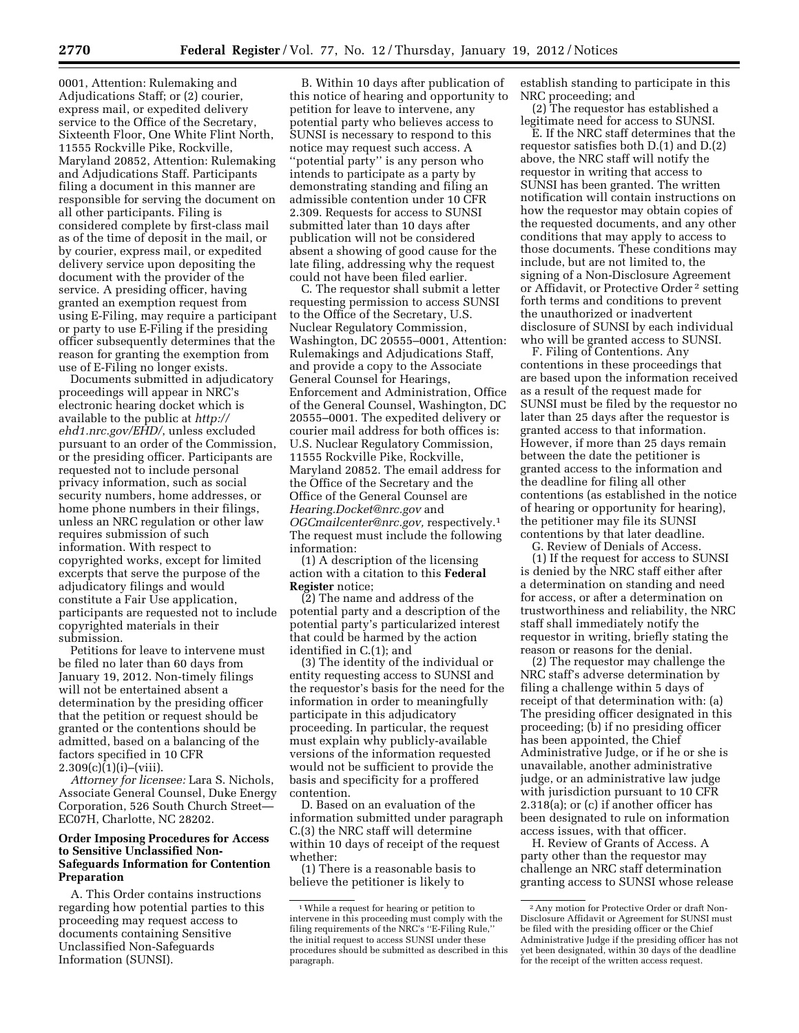0001, Attention: Rulemaking and Adjudications Staff; or (2) courier, express mail, or expedited delivery service to the Office of the Secretary, Sixteenth Floor, One White Flint North, 11555 Rockville Pike, Rockville, Maryland 20852, Attention: Rulemaking and Adjudications Staff. Participants filing a document in this manner are responsible for serving the document on all other participants. Filing is considered complete by first-class mail as of the time of deposit in the mail, or by courier, express mail, or expedited delivery service upon depositing the document with the provider of the service. A presiding officer, having granted an exemption request from using E-Filing, may require a participant or party to use E-Filing if the presiding officer subsequently determines that the reason for granting the exemption from use of E-Filing no longer exists.

Documents submitted in adjudicatory proceedings will appear in NRC's electronic hearing docket which is available to the public at *http://ehd1.nrc.gov/EHD/*, unless excluded pursuant to an order of the Commission, or the presiding officer. Participants are requested not to include personal privacy information, such as social security numbers, home addresses, or home phone numbers in their filings, unless an NRC regulation or other law requires submission of such information. With respect to copyrighted works, except for limited excerpts that serve the purpose of the adjudicatory filings and would constitute a Fair Use application, participants are requested not to include copyrighted materials in their submission.

Petitions for leave to intervene must be filed no later than 60 days from January 19, 2012. Non-timely filings will not be entertained absent a determination by the presiding officer that the petition or request should be granted or the contentions should be admitted, based on a balancing of the factors specified in 10 CFR 2.309(c)(1)(i)–(viii).

*Attorney for licensee:* Lara S. Nichols, Associate General Counsel, Duke Energy Corporation, 526 South Church Street—EC07H, Charlotte, NC 28202.

**Order Imposing Procedures for Access to Sensitive Unclassified Non-Safeguards Information for Contention Preparation**

A. This Order contains instructions regarding how potential parties to this proceeding may request access to documents containing Sensitive Unclassified Non-Safeguards Information (SUNSI).

B. Within 10 days after publication of this notice of hearing and opportunity to petition for leave to intervene, any potential party who believes access to SUNSI is necessary to respond to this notice may request such access. A ''potential party'' is any person who intends to participate as a party by demonstrating standing and filing an admissible contention under 10 CFR 2.309. Requests for access to SUNSI submitted later than 10 days after publication will not be considered absent a showing of good cause for the late filing, addressing why the request could not have been filed earlier.

C. The requestor shall submit a letter requesting permission to access SUNSI to the Office of the Secretary, U.S. Nuclear Regulatory Commission, Washington, DC 20555–0001, Attention: Rulemakings and Adjudications Staff, and provide a copy to the Associate General Counsel for Hearings, Enforcement and Administration, Office of the General Counsel, Washington, DC 20555–0001. The expedited delivery or courier mail address for both offices is: U.S. Nuclear Regulatory Commission, 11555 Rockville Pike, Rockville, Maryland 20852. The email address for the Office of the Secretary and the Office of the General Counsel are *Hearing.Docket@nrc.gov* and *OGCmailcenter@nrc.gov,* respectively.[1] The request must include the following information:

(1) A description of the licensing action with a citation to this **Federal Register** notice;

(2) The name and address of the potential party and a description of the potential party's particularized interest that could be harmed by the action identified in C.(1); and

(3) The identity of the individual or entity requesting access to SUNSI and the requestor's basis for the need for the information in order to meaningfully participate in this adjudicatory proceeding. In particular, the request must explain why publicly-available versions of the information requested would not be sufficient to provide the basis and specificity for a proffered contention.

D. Based on an evaluation of the information submitted under paragraph C.(3) the NRC staff will determine within 10 days of receipt of the request whether:

(1) There is a reasonable basis to believe the petitioner is likely to establish standing to participate in this NRC proceeding; and

(2) The requestor has established a legitimate need for access to SUNSI.

E. If the NRC staff determines that the requestor satisfies both D.(1) and D.(2) above, the NRC staff will notify the requestor in writing that access to SUNSI has been granted. The written notification will contain instructions on how the requestor may obtain copies of the requested documents, and any other conditions that may apply to access to those documents. These conditions may include, but are not limited to, the signing of a Non-Disclosure Agreement or Affidavit, or Protective Order[2] setting forth terms and conditions to prevent the unauthorized or inadvertent disclosure of SUNSI by each individual who will be granted access to SUNSI.

F. Filing of Contentions. Any contentions in these proceedings that are based upon the information received as a result of the request made for SUNSI must be filed by the requestor no later than 25 days after the requestor is granted access to that information. However, if more than 25 days remain between the date the petitioner is granted access to the information and the deadline for filing all other contentions (as established in the notice of hearing or opportunity for hearing), the petitioner may file its SUNSI contentions by that later deadline.

G. Review of Denials of Access.

(1) If the request for access to SUNSI is denied by the NRC staff either after a determination on standing and need for access, or after a determination on trustworthiness and reliability, the NRC staff shall immediately notify the requestor in writing, briefly stating the reason or reasons for the denial.

(2) The requestor may challenge the NRC staff's adverse determination by filing a challenge within 5 days of receipt of that determination with: (a) The presiding officer designated in this proceeding; (b) if no presiding officer has been appointed, the Chief Administrative Judge, or if he or she is unavailable, another administrative judge, or an administrative law judge with jurisdiction pursuant to 10 CFR 2.318(a); or (c) if another officer has been designated to rule on information access issues, with that officer.

H. Review of Grants of Access. A party other than the requestor may challenge an NRC staff determination granting access to SUNSI whose release

[1] While a request for hearing or petition to intervene in this proceeding must comply with the filing requirements of the NRC's ''E-Filing Rule,'' the initial request to access SUNSI under these procedures should be submitted as described in this paragraph.

[2] Any motion for Protective Order or draft Non-Disclosure Affidavit or Agreement for SUNSI must be filed with the presiding officer or the Chief Administrative Judge if the presiding officer has not yet been designated, within 30 days of the deadline for the receipt of the written access request.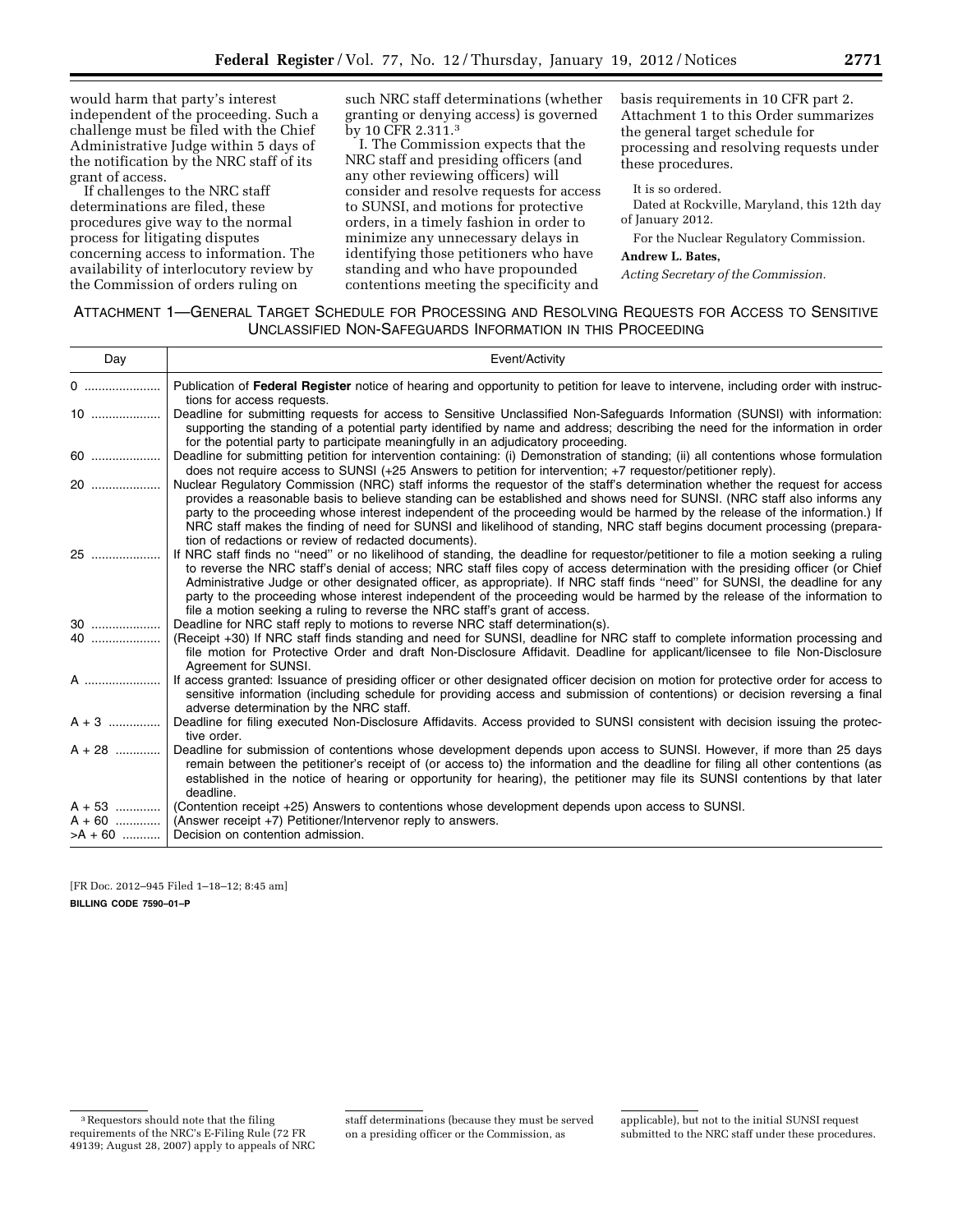would harm that party's interest independent of the proceeding. Such a challenge must be filed with the Chief Administrative Judge within 5 days of the notification by the NRC staff of its grant of access.

If challenges to the NRC staff determinations are filed, these procedures give way to the normal process for litigating disputes concerning access to information. The availability of interlocutory review by the Commission of orders ruling on such NRC staff determinations (whether granting or denying access) is governed by 10 CFR 2.311.[3]

I. The Commission expects that the NRC staff and presiding officers (and any other reviewing officers) will consider and resolve requests for access to SUNSI, and motions for protective orders, in a timely fashion in order to minimize any unnecessary delays in identifying those petitioners who have standing and who have propounded contentions meeting the specificity and basis requirements in 10 CFR part 2. Attachment 1 to this Order summarizes the general target schedule for processing and resolving requests under these procedures.

It is so ordered.

Dated at Rockville, Maryland, this 12th day of January 2012.

For the Nuclear Regulatory Commission.

**Andrew L. Bates,**

*Acting Secretary of the Commission.*

ATTACHMENT 1—GENERAL TARGET SCHEDULE FOR PROCESSING AND RESOLVING REQUESTS FOR ACCESS TO SENSITIVE UNCLASSIFIED NON-SAFEGUARDS INFORMATION IN THIS PROCEEDING

| Day | Event/Activity |
|---|---|
| 0 | Publication of **Federal Register** notice of hearing and opportunity to petition for leave to intervene, including order with instructions for access requests. |
| 10 | Deadline for submitting requests for access to Sensitive Unclassified Non-Safeguards Information (SUNSI) with information: supporting the standing of a potential party identified by name and address; describing the need for the information in order for the potential party to participate meaningfully in an adjudicatory proceeding. |
| 60 | Deadline for submitting petition for intervention containing: (i) Demonstration of standing; (ii) all contentions whose formulation does not require access to SUNSI (+25 Answers to petition for intervention; +7 requestor/petitioner reply). |
| 20 | Nuclear Regulatory Commission (NRC) staff informs the requestor of the staff's determination whether the request for access provides a reasonable basis to believe standing can be established and shows need for SUNSI. (NRC staff also informs any party to the proceeding whose interest independent of the proceeding would be harmed by the release of the information.) If NRC staff makes the finding of need for SUNSI and likelihood of standing, NRC staff begins document processing (preparation of redactions or review of redacted documents). |
| 25 | If NRC staff finds no "need" or no likelihood of standing, the deadline for requestor/petitioner to file a motion seeking a ruling to reverse the NRC staff's denial of access; NRC staff files copy of access determination with the presiding officer (or Chief Administrative Judge or other designated officer, as appropriate). If NRC staff finds "need" for SUNSI, the deadline for any party to the proceeding whose interest independent of the proceeding would be harmed by the release of the information to file a motion seeking a ruling to reverse the NRC staff's grant of access. |
| 30 | Deadline for NRC staff reply to motions to reverse NRC staff determination(s). |
| 40 | (Receipt +30) If NRC staff finds standing and need for SUNSI, deadline for NRC staff to complete information processing and file motion for Protective Order and draft Non-Disclosure Affidavit. Deadline for applicant/licensee to file Non-Disclosure Agreement for SUNSI. |
| A | If access granted: Issuance of presiding officer or other designated officer decision on motion for protective order for access to sensitive information (including schedule for providing access and submission of contentions) or decision reversing a final adverse determination by the NRC staff. |
| A + 3 | Deadline for filing executed Non-Disclosure Affidavits. Access provided to SUNSI consistent with decision issuing the protective order. |
| A + 28 | Deadline for submission of contentions whose development depends upon access to SUNSI. However, if more than 25 days remain between the petitioner's receipt of (or access to) the information and the deadline for filing all other contentions (as established in the notice of hearing or opportunity for hearing), the petitioner may file its SUNSI contentions by that later deadline. |
| A + 53 | (Contention receipt +25) Answers to contentions whose development depends upon access to SUNSI. |
| A + 60 | (Answer receipt +7) Petitioner/Intervenor reply to answers. |
| >A + 60 | Decision on contention admission. |

[FR Doc. 2012–945 Filed 1–18–12; 8:45 am]

**BILLING CODE 7590–01–P**

[3] Requestors should note that the filing requirements of the NRC's E-Filing Rule (72 FR 49139; August 28, 2007) apply to appeals of NRC staff determinations (because they must be served on a presiding officer or the Commission, as applicable), but not to the initial SUNSI request submitted to the NRC staff under these procedures.